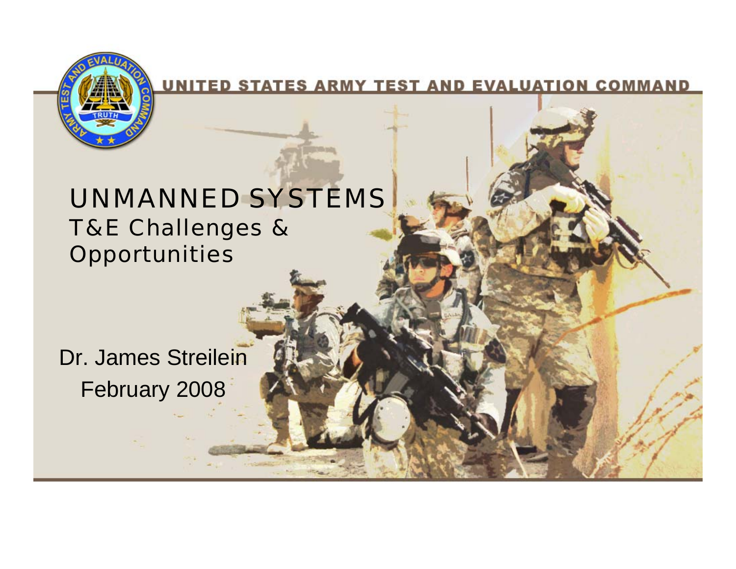UNITED STATES ARMY TEST AND EVALUATION COMMAND

# UNMANNED SYSTEMS

## T&E Challenges & Opportunities

Dr. James Streilein

February 2008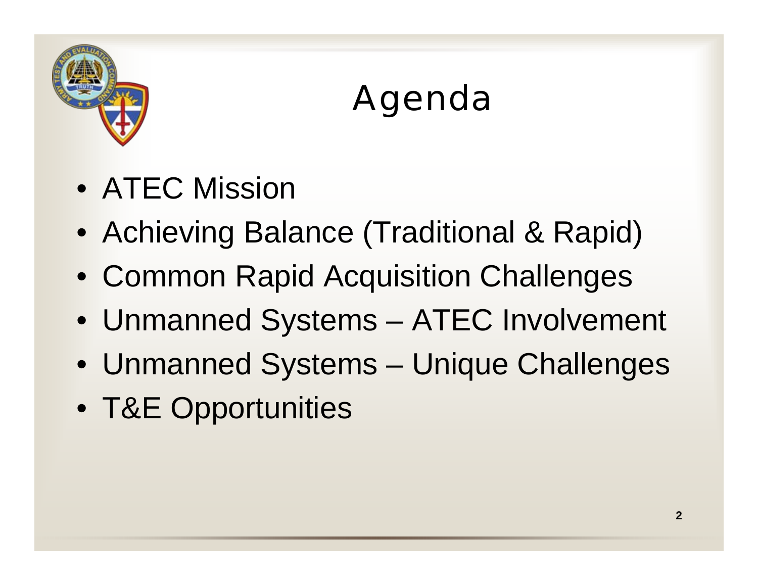# Agenda

- ATEC Mission
- Achieving Balance (Traditional & Rapid)
- Common Rapid Acquisition Challenges
- Unmanned Systems – ATEC Involvement
- Unmanned Systems – Unique Challenges
- T&E Opportunities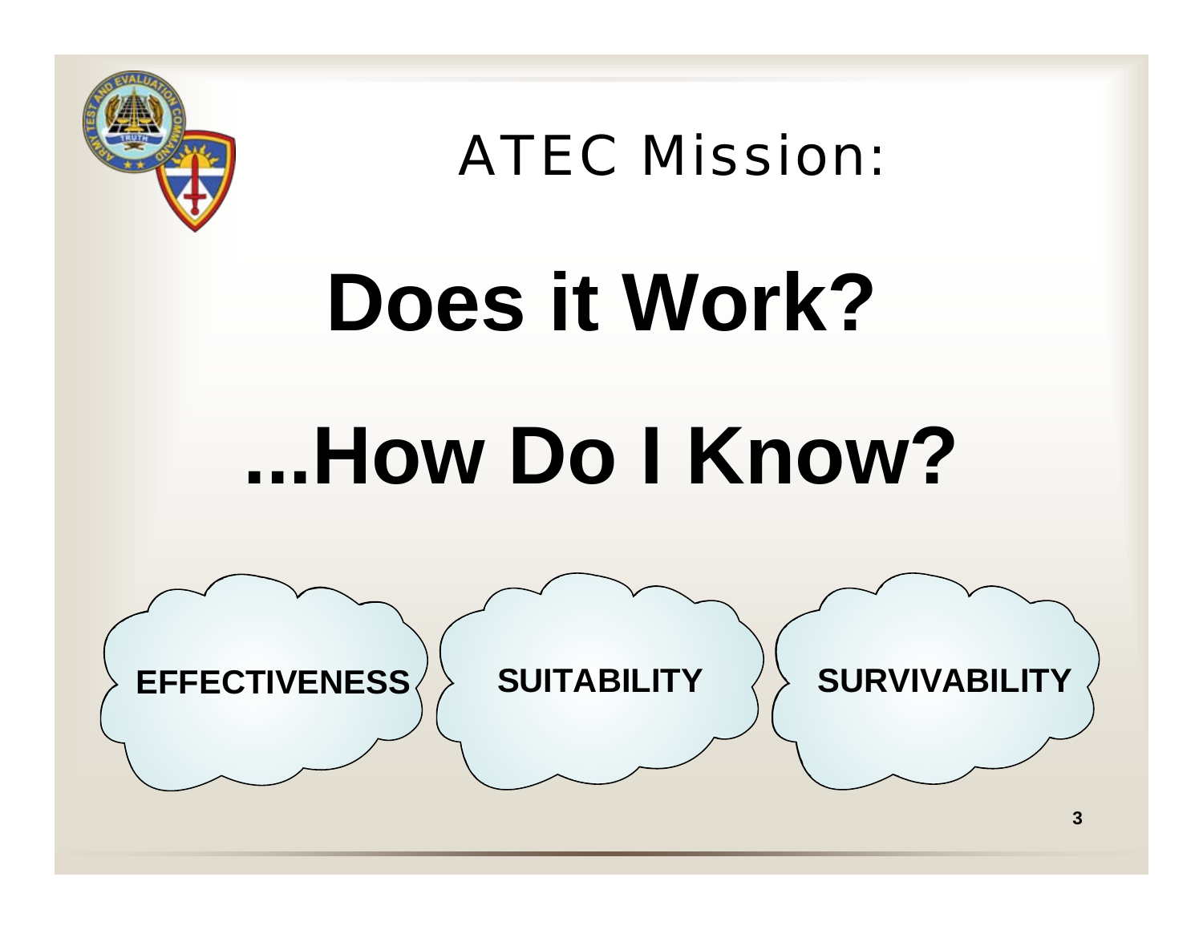# ATEC Mission:

## Does it Work?

## ...How Do I Know?

**EFFECTIVENESS** **SUITABILITY** **SURVIVABILITY**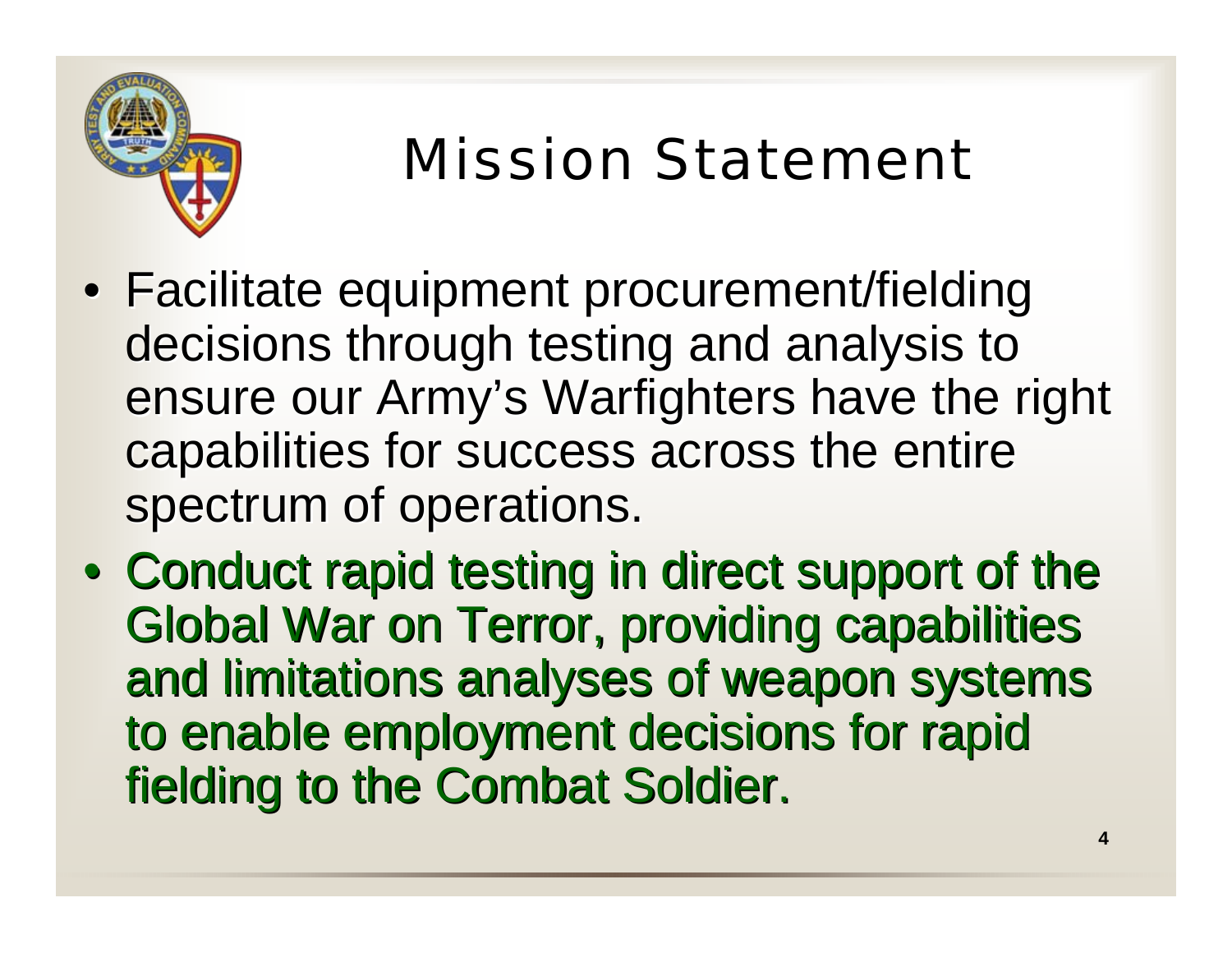# Mission Statement

- Facilitate equipment procurement/fielding decisions through testing and analysis to ensure our Army's Warfighters have the right capabilities for success across the entire spectrum of operations.
- Conduct rapid testing in direct support of the Global War on Terror, providing capabilities and limitations analyses of weapon systems to enable employment decisions for rapid fielding to the Combat Soldier.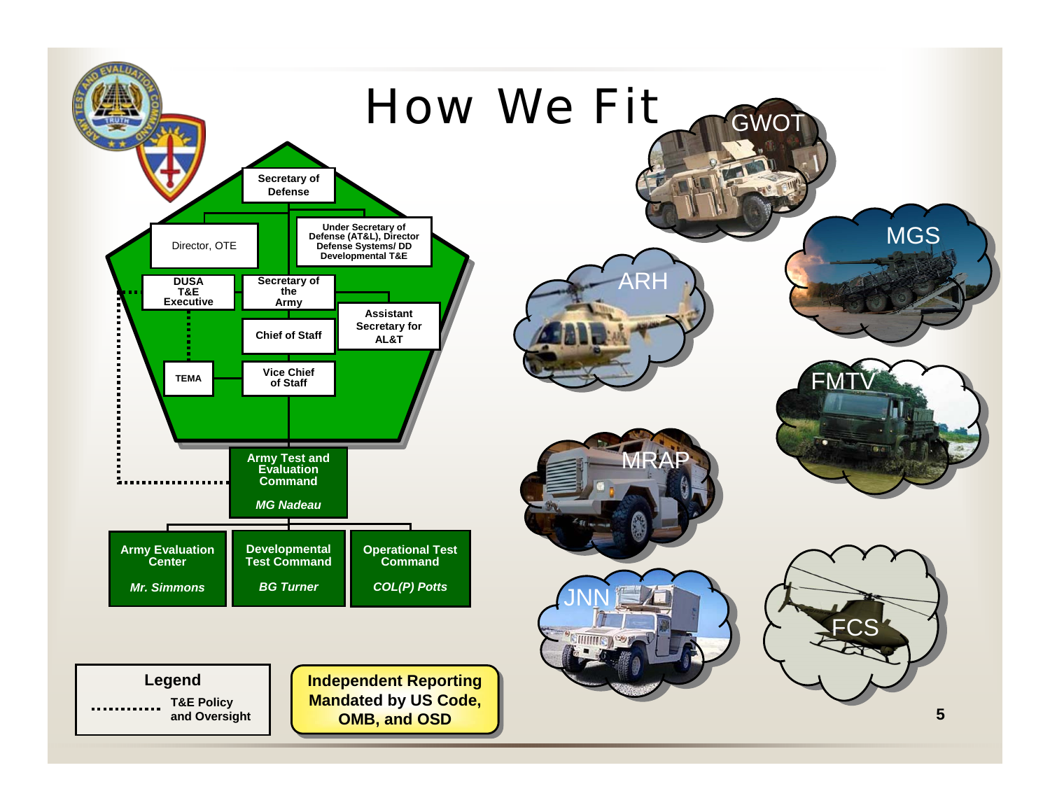# How We Fit

- Secretary of Defense
  - Director, OTE
  - Under Secretary of Defense (AT&L), Director Defense Systems/ DD Developmental T&E
  - Secretary of the Army
    - DUSA T&E Executive
      - TEMA
    - Assistant Secretary for AL&T
    - Chief of Staff
      - Vice Chief of Staff
        - Army Test and Evaluation Command — *MG Nadeau*
          - Army Evaluation Center — *Mr. Simmons*
          - Developmental Test Command — *BG Turner*
          - Operational Test Command — *COL(P) Potts*

**Legend**

- ............ T&E Policy and Oversight

**Independent Reporting Mandated by US Code, OMB, and OSD**

GWOT · MGS · ARH · FMTV · MRAP · JNN · FCS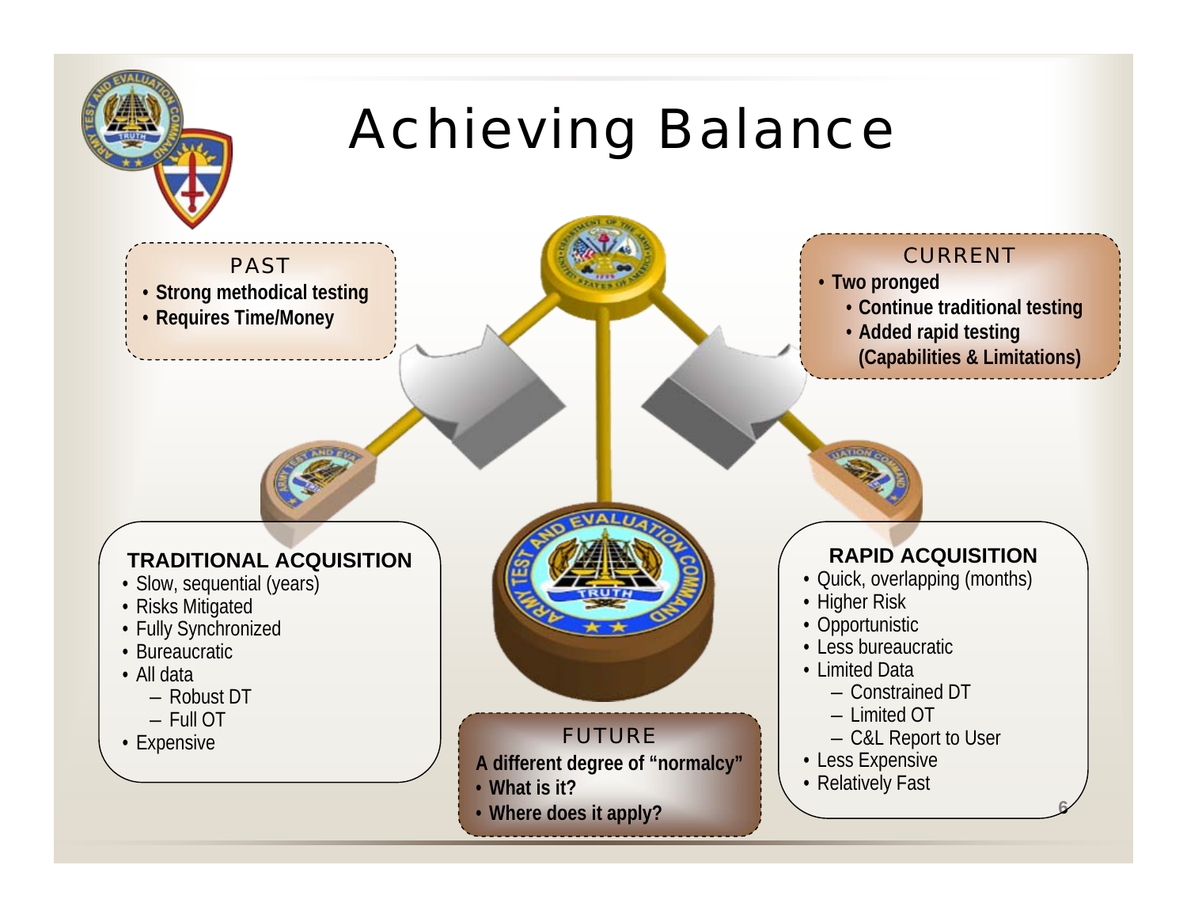# Achieving Balance

### PAST

- Strong methodical testing
- Requires Time/Money

### CURRENT

- Two pronged
  - Continue traditional testing
  - Added rapid testing (Capabilities & Limitations)

### TRADITIONAL ACQUISITION

- Slow, sequential (years)
- Risks Mitigated
- Fully Synchronized
- Bureaucratic
- All data
  - Robust DT
  - Full OT
- Expensive

### RAPID ACQUISITION

- Quick, overlapping (months)
- Higher Risk
- Opportunistic
- Less bureaucratic
- Limited Data
  - Constrained DT
  - Limited OT
  - C&L Report to User
- Less Expensive
- Relatively Fast

### FUTURE

**A different degree of "normalcy"**

- What is it?
- Where does it apply?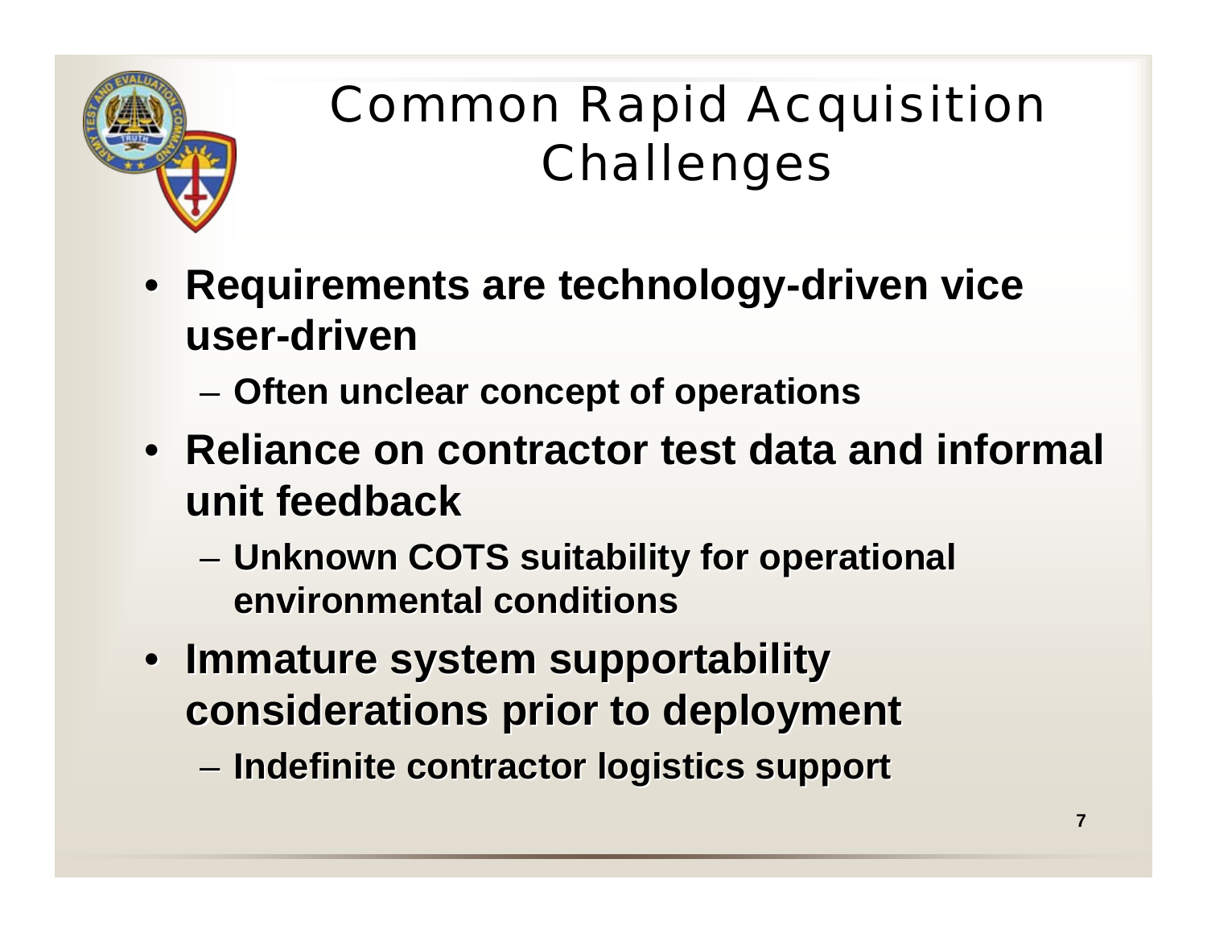# Common Rapid Acquisition Challenges

- **Requirements are technology-driven vice user-driven**
  - **Often unclear concept of operations**
- **Reliance on contractor test data and informal unit feedback**
  - **Unknown COTS suitability for operational environmental conditions**
- **Immature system supportability considerations prior to deployment**
  - **Indefinite contractor logistics support**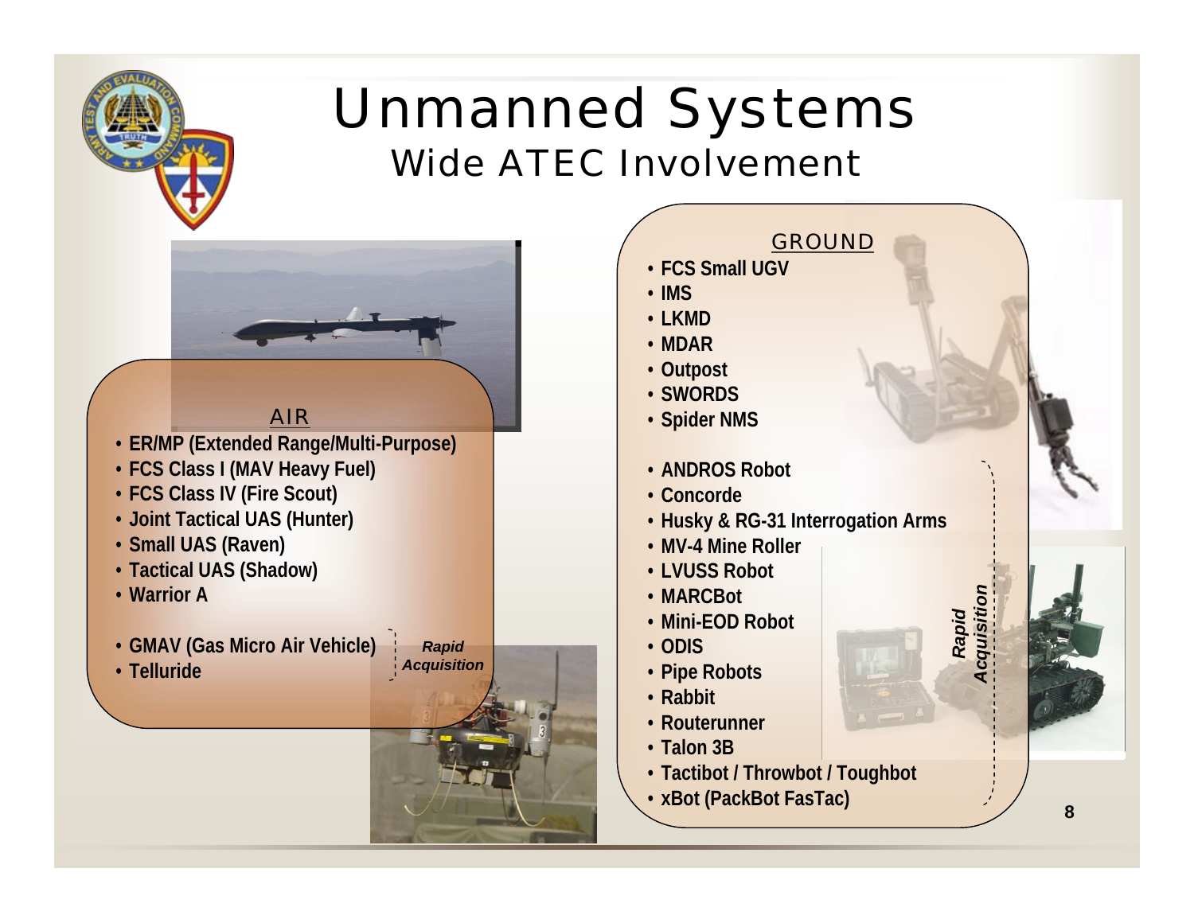# Unmanned Systems

## Wide ATEC Involvement

### AIR

- ER/MP (Extended Range/Multi-Purpose)
- FCS Class I (MAV Heavy Fuel)
- FCS Class IV (Fire Scout)
- Joint Tactical UAS (Hunter)
- Small UAS (Raven)
- Tactical UAS (Shadow)
- Warrior A

*Rapid Acquisition*

- GMAV (Gas Micro Air Vehicle)
- Telluride

### GROUND

- FCS Small UGV
- IMS
- LKMD
- MDAR
- Outpost
- SWORDS
- Spider NMS

*Rapid Acquisition*

- ANDROS Robot
- Concorde
- Husky & RG-31 Interrogation Arms
- MV-4 Mine Roller
- LVUSS Robot
- MARCBot
- Mini-EOD Robot
- ODIS
- Pipe Robots
- Rabbit
- Routerunner
- Talon 3B
- Tactibot / Throwbot / Toughbot
- xBot (PackBot FasTac)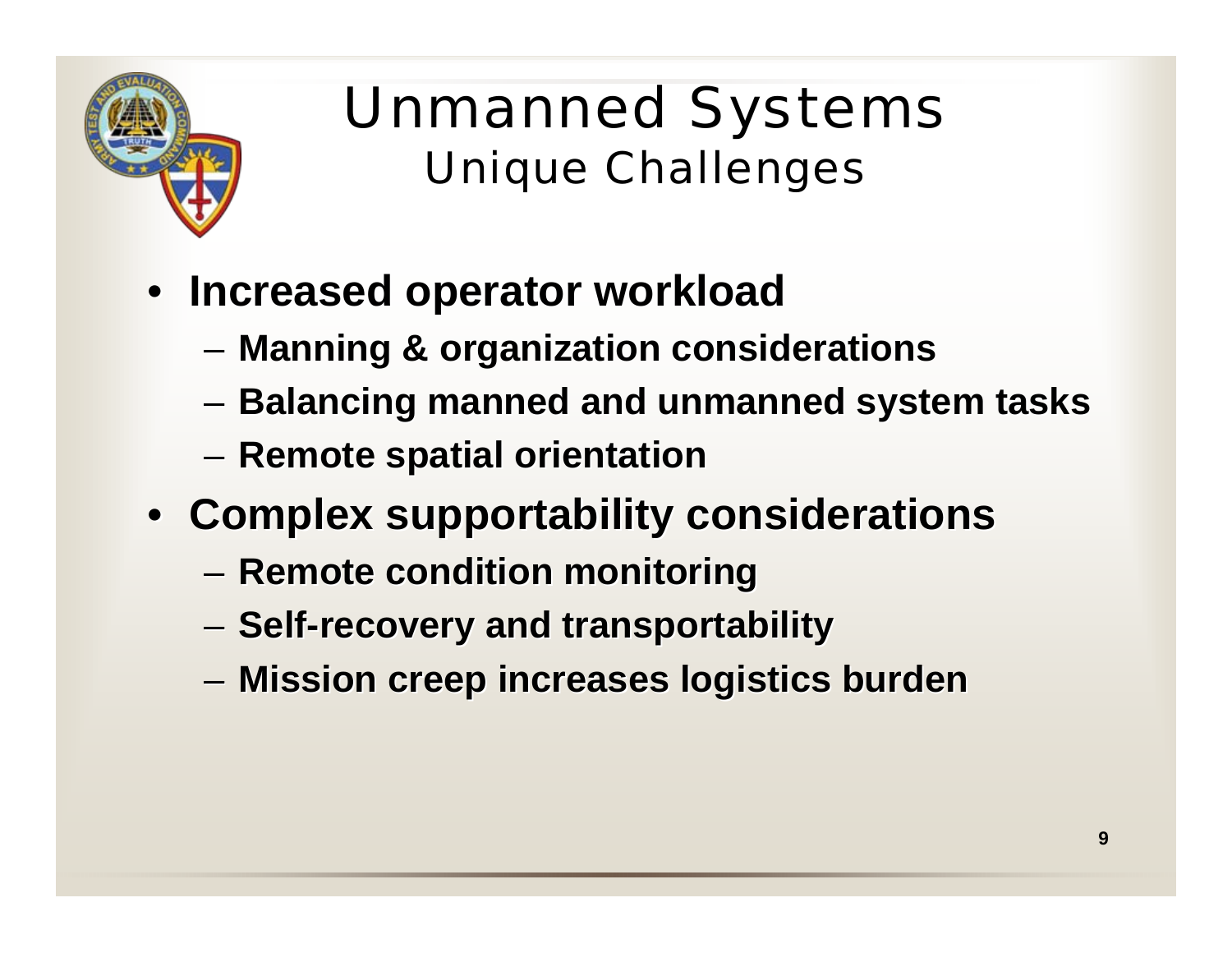# Unmanned Systems

## Unique Challenges

- **Increased operator workload**
  - **Manning & organization considerations**
  - **Balancing manned and unmanned system tasks**
  - **Remote spatial orientation**
- **Complex supportability considerations**
  - **Remote condition monitoring**
  - **Self-recovery and transportability**
  - **Mission creep increases logistics burden**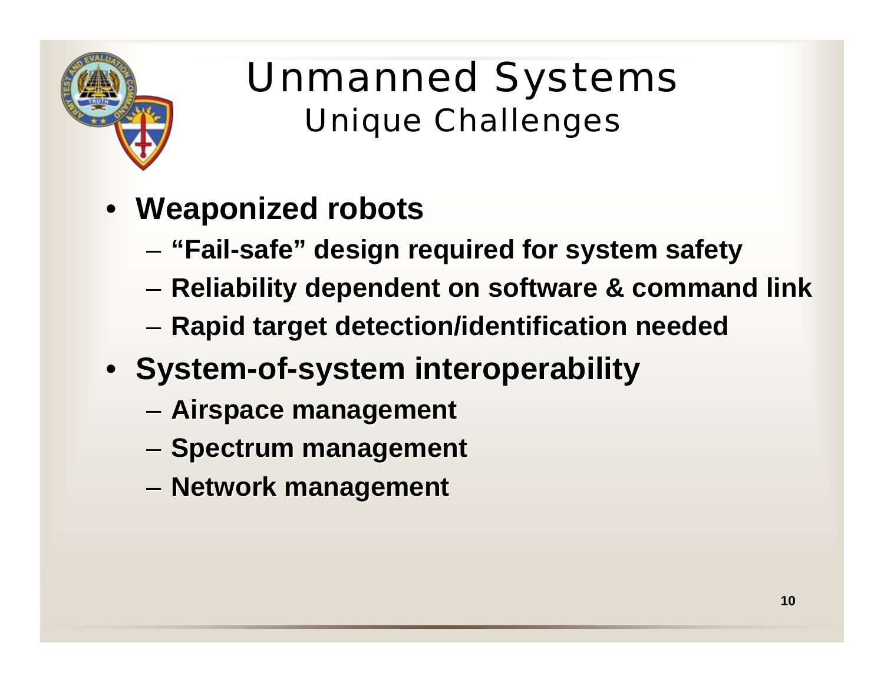# Unmanned Systems

## Unique Challenges

- **Weaponized robots**
  - **"Fail-safe" design required for system safety**
  - **Reliability dependent on software & command link**
  - **Rapid target detection/identification needed**
- **System-of-system interoperability**
  - **Airspace management**
  - **Spectrum management**
  - **Network management**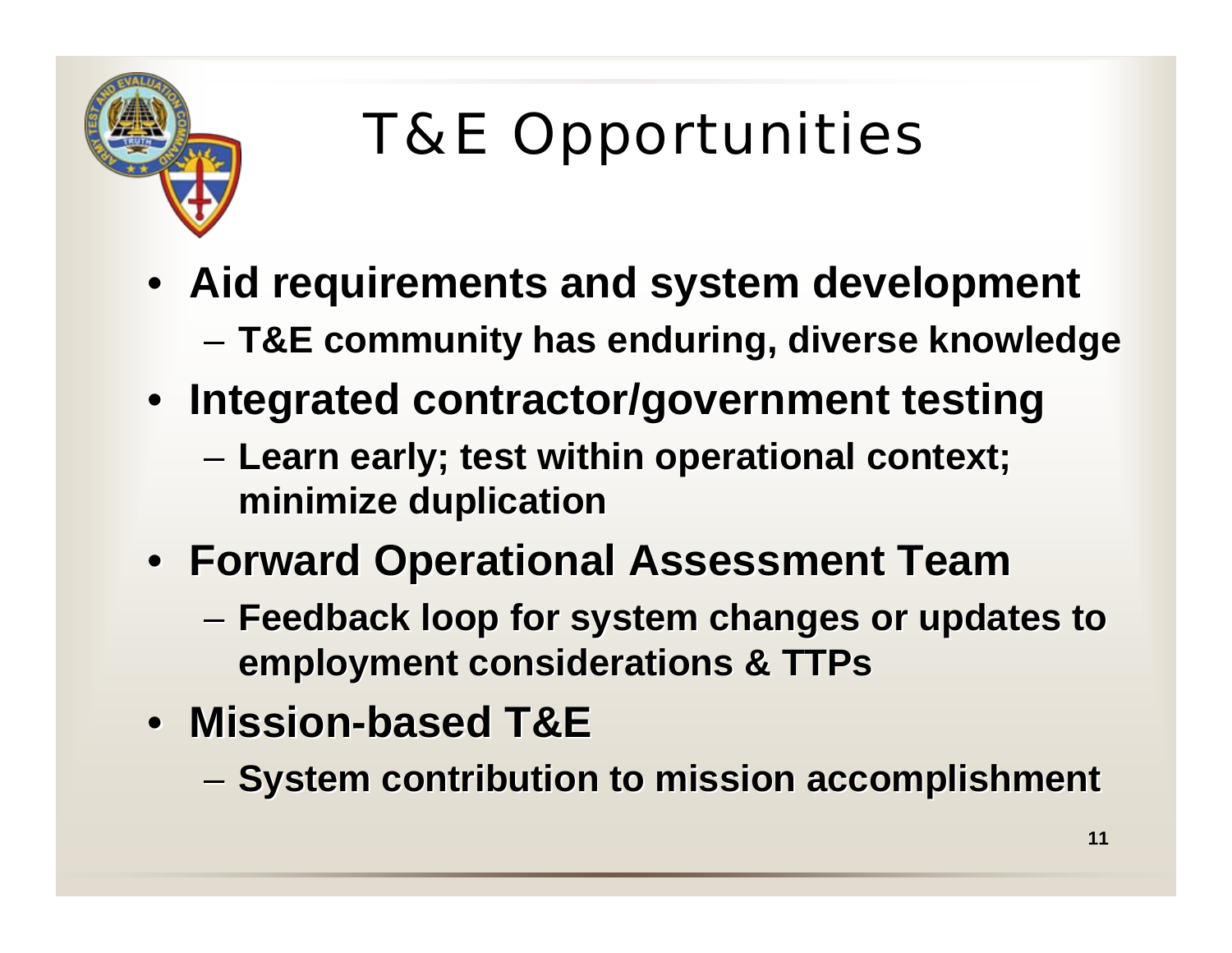# T&E Opportunities

- **Aid requirements and system development**
  - **T&E community has enduring, diverse knowledge**
- **Integrated contractor/government testing**
  - **Learn early; test within operational context; minimize duplication**
- **Forward Operational Assessment Team**
  - **Feedback loop for system changes or updates to employment considerations & TTPs**
- **Mission-based T&E**
  - **System contribution to mission accomplishment**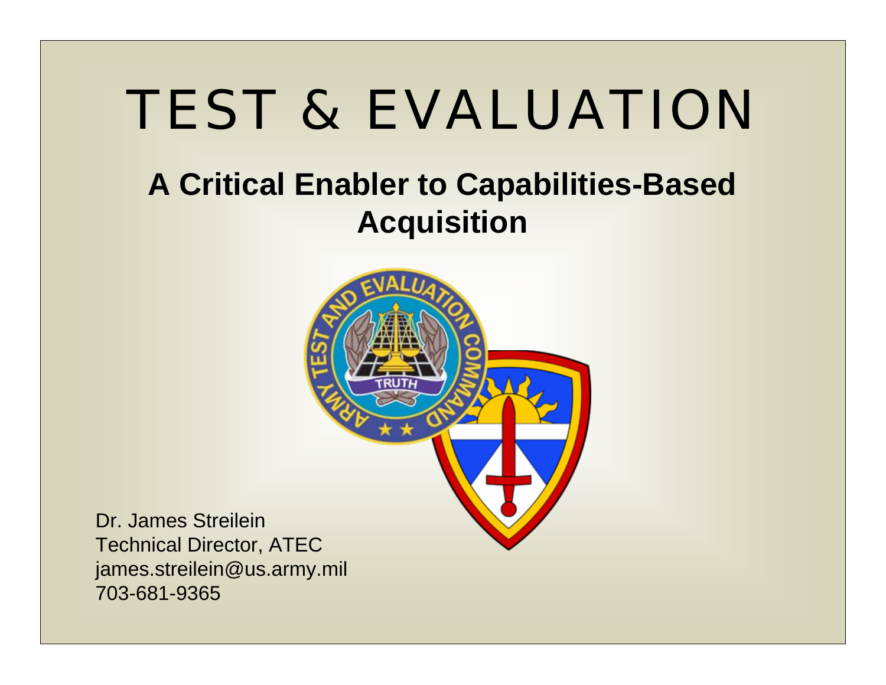# TEST & EVALUATION

## A Critical Enabler to Capabilities-Based Acquisition

Dr. James Streilein
Technical Director, ATEC
james.streilein@us.army.mil
703-681-9365